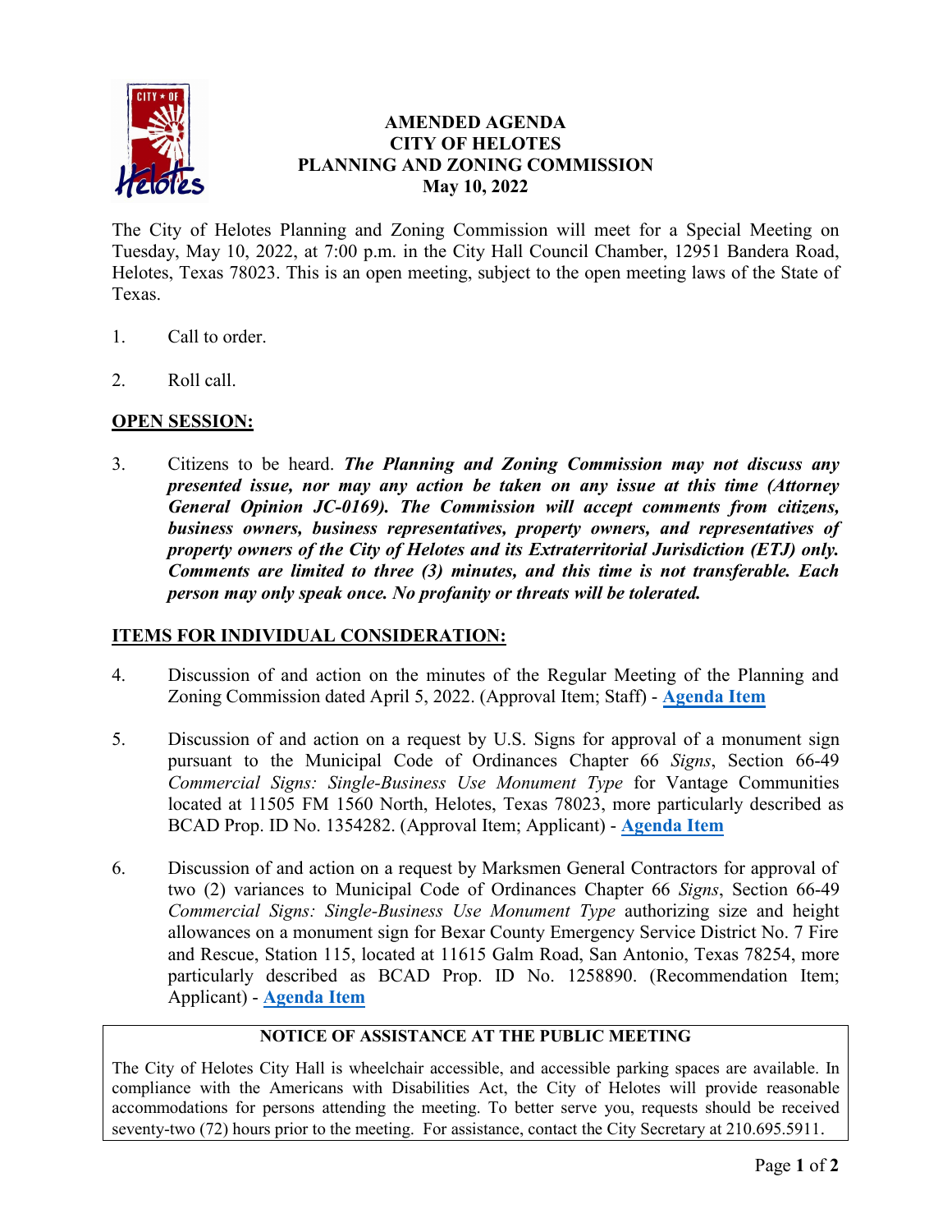# AMENDED AGENDA
# CITY OF HELOTES
# PLANNING AND ZONING COMMISSION
# May 10, 2022

The City of Helotes Planning and Zoning Commission will meet for a Special Meeting on Tuesday, May 10, 2022, at 7:00 p.m. in the City Hall Council Chamber, 12951 Bandera Road, Helotes, Texas 78023. This is an open meeting, subject to the open meeting laws of the State of Texas.

1. Call to order.

2. Roll call.

## OPEN SESSION:

3. Citizens to be heard. ***The Planning and Zoning Commission may not discuss any presented issue, nor may any action be taken on any issue at this time (Attorney General Opinion JC-0169). The Commission will accept comments from citizens, business owners, business representatives, property owners, and representatives of property owners of the City of Helotes and its Extraterritorial Jurisdiction (ETJ) only. Comments are limited to three (3) minutes, and this time is not transferable. Each person may only speak once. No profanity or threats will be tolerated.***

## ITEMS FOR INDIVIDUAL CONSIDERATION:

4. Discussion of and action on the minutes of the Regular Meeting of the Planning and Zoning Commission dated April 5, 2022. (Approval Item; Staff) - **Agenda Item**

5. Discussion of and action on a request by U.S. Signs for approval of a monument sign pursuant to the Municipal Code of Ordinances Chapter 66 *Signs*, Section 66-49 *Commercial Signs: Single-Business Use Monument Type* for Vantage Communities located at 11505 FM 1560 North, Helotes, Texas 78023, more particularly described as BCAD Prop. ID No. 1354282. (Approval Item; Applicant) - **Agenda Item**

6. Discussion of and action on a request by Marksmen General Contractors for approval of two (2) variances to Municipal Code of Ordinances Chapter 66 *Signs*, Section 66-49 *Commercial Signs: Single-Business Use Monument Type* authorizing size and height allowances on a monument sign for Bexar County Emergency Service District No. 7 Fire and Rescue, Station 115, located at 11615 Galm Road, San Antonio, Texas 78254, more particularly described as BCAD Prop. ID No. 1258890. (Recommendation Item; Applicant) - **Agenda Item**

**NOTICE OF ASSISTANCE AT THE PUBLIC MEETING**

The City of Helotes City Hall is wheelchair accessible, and accessible parking spaces are available. In compliance with the Americans with Disabilities Act, the City of Helotes will provide reasonable accommodations for persons attending the meeting. To better serve you, requests should be received seventy-two (72) hours prior to the meeting. For assistance, contact the City Secretary at 210.695.5911.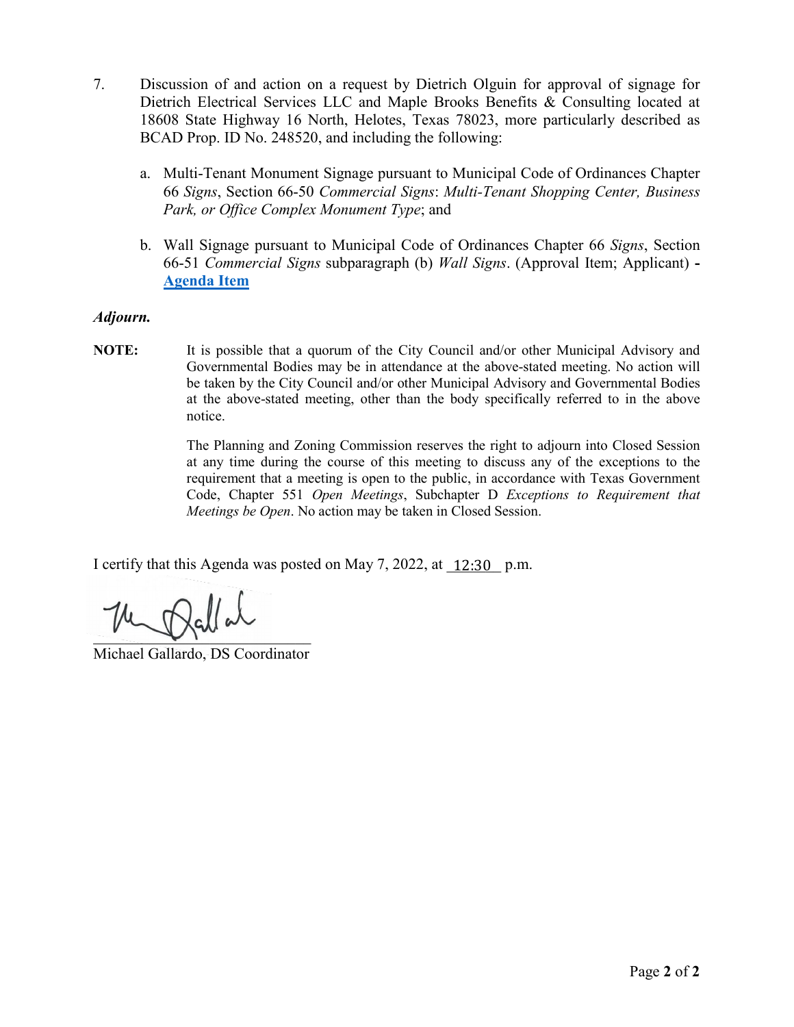7. Discussion of and action on a request by Dietrich Olguin for approval of signage for Dietrich Electrical Services LLC and Maple Brooks Benefits & Consulting located at 18608 State Highway 16 North, Helotes, Texas 78023, more particularly described as BCAD Prop. ID No. 248520, and including the following:

   a. Multi-Tenant Monument Signage pursuant to Municipal Code of Ordinances Chapter 66 *Signs*, Section 66-50 *Commercial Signs*: *Multi-Tenant Shopping Center, Business Park, or Office Complex Monument Type*; and

   b. Wall Signage pursuant to Municipal Code of Ordinances Chapter 66 *Signs*, Section 66-51 *Commercial Signs* subparagraph (b) *Wall Signs*. (Approval Item; Applicant) **- Agenda Item**

***Adjourn.***

**NOTE:** It is possible that a quorum of the City Council and/or other Municipal Advisory and Governmental Bodies may be in attendance at the above-stated meeting. No action will be taken by the City Council and/or other Municipal Advisory and Governmental Bodies at the above-stated meeting, other than the body specifically referred to in the above notice.

The Planning and Zoning Commission reserves the right to adjourn into Closed Session at any time during the course of this meeting to discuss any of the exceptions to the requirement that a meeting is open to the public, in accordance with Texas Government Code, Chapter 551 *Open Meetings*, Subchapter D *Exceptions to Requirement that Meetings be Open*. No action may be taken in Closed Session.

I certify that this Agenda was posted on May 7, 2022, at 12:30 p.m.

Michael Gallardo, DS Coordinator